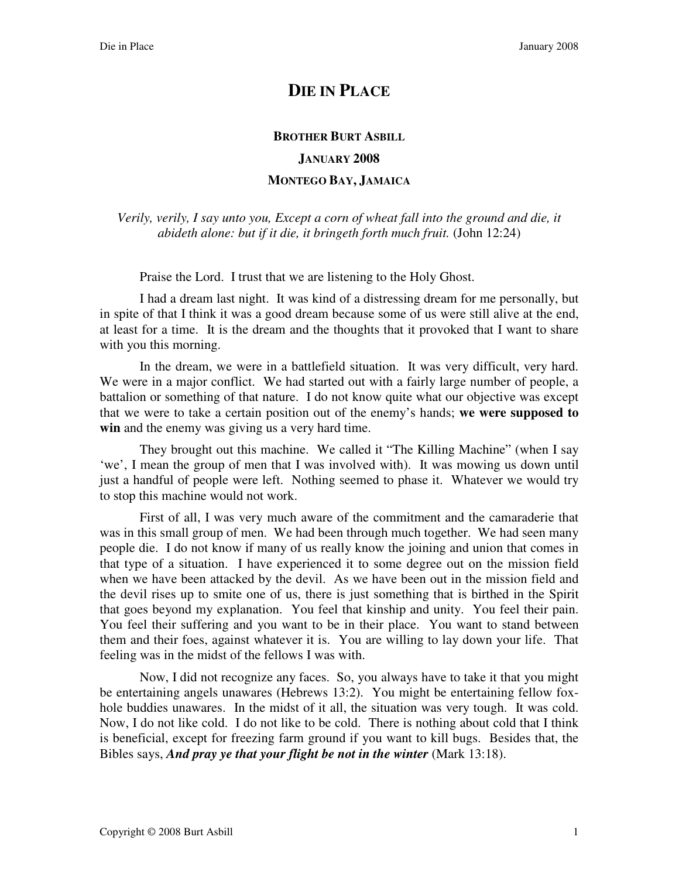# DIE IN PLACE

### BROTHER BURT ASBILL

### JANUARY 2008

### MONTEGO BAY, JAMAICA

*Verily, verily, I say unto you, Except a corn of wheat fall into the ground and die, it abideth alone: but if it die, it bringeth forth much fruit.* (John 12:24)

Praise the Lord. I trust that we are listening to the Holy Ghost.

I had a dream last night. It was kind of a distressing dream for me personally, but in spite of that I think it was a good dream because some of us were still alive at the end, at least for a time. It is the dream and the thoughts that it provoked that I want to share with you this morning.

In the dream, we were in a battlefield situation. It was very difficult, very hard. We were in a major conflict. We had started out with a fairly large number of people, a battalion or something of that nature. I do not know quite what our objective was except that we were to take a certain position out of the enemy's hands; **we were supposed to win** and the enemy was giving us a very hard time.

They brought out this machine. We called it "The Killing Machine" (when I say 'we', I mean the group of men that I was involved with). It was mowing us down until just a handful of people were left. Nothing seemed to phase it. Whatever we would try to stop this machine would not work.

First of all, I was very much aware of the commitment and the camaraderie that was in this small group of men. We had been through much together. We had seen many people die. I do not know if many of us really know the joining and union that comes in that type of a situation. I have experienced it to some degree out on the mission field when we have been attacked by the devil. As we have been out in the mission field and the devil rises up to smite one of us, there is just something that is birthed in the Spirit that goes beyond my explanation. You feel that kinship and unity. You feel their pain. You feel their suffering and you want to be in their place. You want to stand between them and their foes, against whatever it is. You are willing to lay down your life. That feeling was in the midst of the fellows I was with.

Now, I did not recognize any faces. So, you always have to take it that you might be entertaining angels unawares (Hebrews 13:2). You might be entertaining fellow fox-hole buddies unawares. In the midst of it all, the situation was very tough. It was cold. Now, I do not like cold. I do not like to be cold. There is nothing about cold that I think is beneficial, except for freezing farm ground if you want to kill bugs. Besides that, the Bibles says, ***And pray ye that your flight be not in the winter*** (Mark 13:18).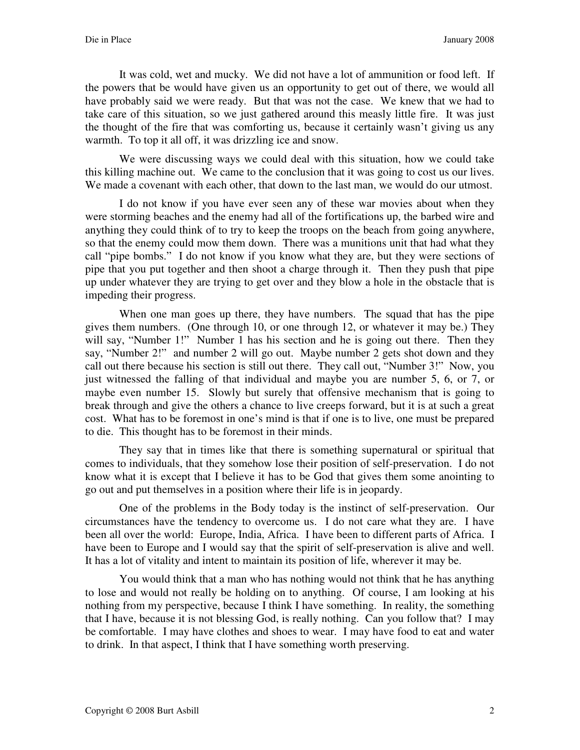It was cold, wet and mucky. We did not have a lot of ammunition or food left. If the powers that be would have given us an opportunity to get out of there, we would all have probably said we were ready. But that was not the case. We knew that we had to take care of this situation, so we just gathered around this measly little fire. It was just the thought of the fire that was comforting us, because it certainly wasn't giving us any warmth. To top it all off, it was drizzling ice and snow.

We were discussing ways we could deal with this situation, how we could take this killing machine out. We came to the conclusion that it was going to cost us our lives. We made a covenant with each other, that down to the last man, we would do our utmost.

I do not know if you have ever seen any of these war movies about when they were storming beaches and the enemy had all of the fortifications up, the barbed wire and anything they could think of to try to keep the troops on the beach from going anywhere, so that the enemy could mow them down. There was a munitions unit that had what they call "pipe bombs." I do not know if you know what they are, but they were sections of pipe that you put together and then shoot a charge through it. Then they push that pipe up under whatever they are trying to get over and they blow a hole in the obstacle that is impeding their progress.

When one man goes up there, they have numbers. The squad that has the pipe gives them numbers. (One through 10, or one through 12, or whatever it may be.) They will say, "Number 1!" Number 1 has his section and he is going out there. Then they say, "Number 2!" and number 2 will go out. Maybe number 2 gets shot down and they call out there because his section is still out there. They call out, "Number 3!" Now, you just witnessed the falling of that individual and maybe you are number 5, 6, or 7, or maybe even number 15. Slowly but surely that offensive mechanism that is going to break through and give the others a chance to live creeps forward, but it is at such a great cost. What has to be foremost in one's mind is that if one is to live, one must be prepared to die. This thought has to be foremost in their minds.

They say that in times like that there is something supernatural or spiritual that comes to individuals, that they somehow lose their position of self-preservation. I do not know what it is except that I believe it has to be God that gives them some anointing to go out and put themselves in a position where their life is in jeopardy.

One of the problems in the Body today is the instinct of self-preservation. Our circumstances have the tendency to overcome us. I do not care what they are. I have been all over the world: Europe, India, Africa. I have been to different parts of Africa. I have been to Europe and I would say that the spirit of self-preservation is alive and well. It has a lot of vitality and intent to maintain its position of life, wherever it may be.

You would think that a man who has nothing would not think that he has anything to lose and would not really be holding on to anything. Of course, I am looking at his nothing from my perspective, because I think I have something. In reality, the something that I have, because it is not blessing God, is really nothing. Can you follow that? I may be comfortable. I may have clothes and shoes to wear. I may have food to eat and water to drink. In that aspect, I think that I have something worth preserving.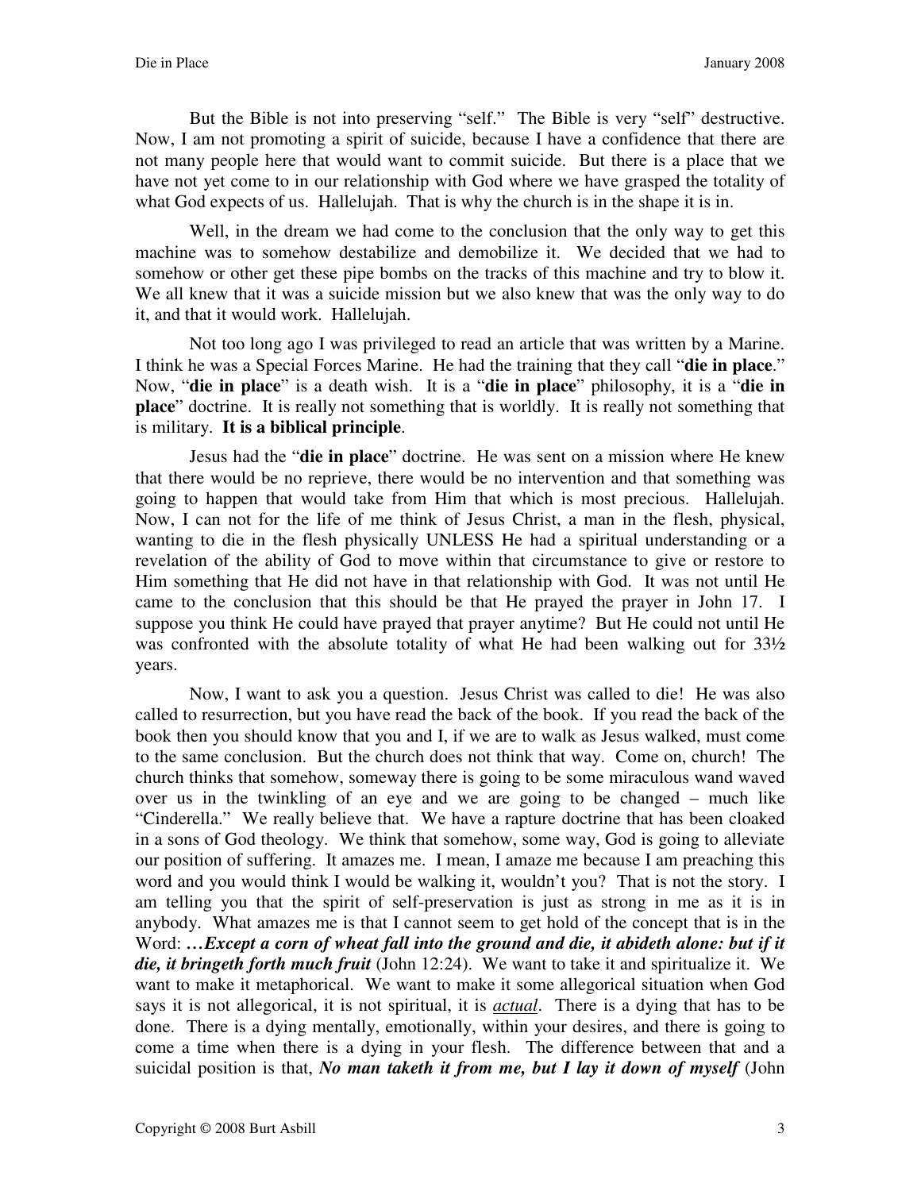But the Bible is not into preserving "self." The Bible is very "self" destructive. Now, I am not promoting a spirit of suicide, because I have a confidence that there are not many people here that would want to commit suicide. But there is a place that we have not yet come to in our relationship with God where we have grasped the totality of what God expects of us. Hallelujah. That is why the church is in the shape it is in.

Well, in the dream we had come to the conclusion that the only way to get this machine was to somehow destabilize and demobilize it. We decided that we had to somehow or other get these pipe bombs on the tracks of this machine and try to blow it. We all knew that it was a suicide mission but we also knew that was the only way to do it, and that it would work. Hallelujah.

Not too long ago I was privileged to read an article that was written by a Marine. I think he was a Special Forces Marine. He had the training that they call "**die in place**." Now, "**die in place**" is a death wish. It is a "**die in place**" philosophy, it is a "**die in place**" doctrine. It is really not something that is worldly. It is really not something that is military. **It is a biblical principle**.

Jesus had the "**die in place**" doctrine. He was sent on a mission where He knew that there would be no reprieve, there would be no intervention and that something was going to happen that would take from Him that which is most precious. Hallelujah. Now, I can not for the life of me think of Jesus Christ, a man in the flesh, physical, wanting to die in the flesh physically UNLESS He had a spiritual understanding or a revelation of the ability of God to move within that circumstance to give or restore to Him something that He did not have in that relationship with God. It was not until He came to the conclusion that this should be that He prayed the prayer in John 17. I suppose you think He could have prayed that prayer anytime? But He could not until He was confronted with the absolute totality of what He had been walking out for 33½ years.

Now, I want to ask you a question. Jesus Christ was called to die! He was also called to resurrection, but you have read the back of the book. If you read the back of the book then you should know that you and I, if we are to walk as Jesus walked, must come to the same conclusion. But the church does not think that way. Come on, church! The church thinks that somehow, someway there is going to be some miraculous wand waved over us in the twinkling of an eye and we are going to be changed – much like "Cinderella." We really believe that. We have a rapture doctrine that has been cloaked in a sons of God theology. We think that somehow, some way, God is going to alleviate our position of suffering. It amazes me. I mean, I amaze me because I am preaching this word and you would think I would be walking it, wouldn't you? That is not the story. I am telling you that the spirit of self-preservation is just as strong in me as it is in anybody. What amazes me is that I cannot seem to get hold of the concept that is in the Word: ***…Except a corn of wheat fall into the ground and die, it abideth alone: but if it die, it bringeth forth much fruit*** (John 12:24). We want to take it and spiritualize it. We want to make it metaphorical. We want to make it some allegorical situation when God says it is not allegorical, it is not spiritual, it is ***actual***. There is a dying that has to be done. There is a dying mentally, emotionally, within your desires, and there is going to come a time when there is a dying in your flesh. The difference between that and a suicidal position is that, ***No man taketh it from me, but I lay it down of myself*** (John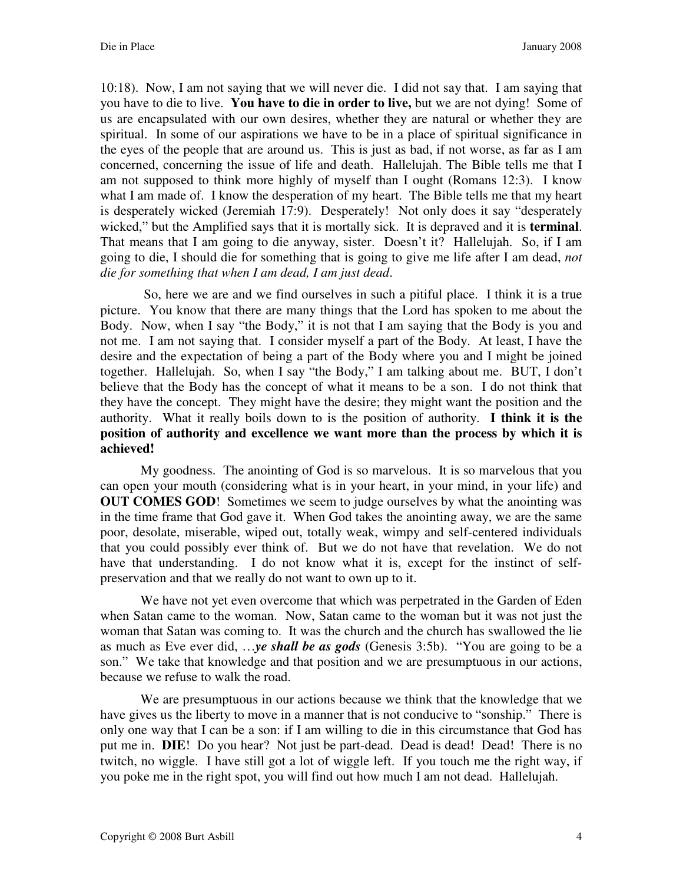10:18). Now, I am not saying that we will never die. I did not say that. I am saying that you have to die to live. **You have to die in order to live,** but we are not dying! Some of us are encapsulated with our own desires, whether they are natural or whether they are spiritual. In some of our aspirations we have to be in a place of spiritual significance in the eyes of the people that are around us. This is just as bad, if not worse, as far as I am concerned, concerning the issue of life and death. Hallelujah. The Bible tells me that I am not supposed to think more highly of myself than I ought (Romans 12:3). I know what I am made of. I know the desperation of my heart. The Bible tells me that my heart is desperately wicked (Jeremiah 17:9). Desperately! Not only does it say "desperately wicked," but the Amplified says that it is mortally sick. It is depraved and it is **terminal**. That means that I am going to die anyway, sister. Doesn't it? Hallelujah. So, if I am going to die, I should die for something that is going to give me life after I am dead, *not die for something that when I am dead, I am just dead*.

So, here we are and we find ourselves in such a pitiful place. I think it is a true picture. You know that there are many things that the Lord has spoken to me about the Body. Now, when I say "the Body," it is not that I am saying that the Body is you and not me. I am not saying that. I consider myself a part of the Body. At least, I have the desire and the expectation of being a part of the Body where you and I might be joined together. Hallelujah. So, when I say "the Body," I am talking about me. BUT, I don't believe that the Body has the concept of what it means to be a son. I do not think that they have the concept. They might have the desire; they might want the position and the authority. What it really boils down to is the position of authority. **I think it is the position of authority and excellence we want more than the process by which it is achieved!**

My goodness. The anointing of God is so marvelous. It is so marvelous that you can open your mouth (considering what is in your heart, in your mind, in your life) and **OUT COMES GOD**! Sometimes we seem to judge ourselves by what the anointing was in the time frame that God gave it. When God takes the anointing away, we are the same poor, desolate, miserable, wiped out, totally weak, wimpy and self-centered individuals that you could possibly ever think of. But we do not have that revelation. We do not have that understanding. I do not know what it is, except for the instinct of self-preservation and that we really do not want to own up to it.

We have not yet even overcome that which was perpetrated in the Garden of Eden when Satan came to the woman. Now, Satan came to the woman but it was not just the woman that Satan was coming to. It was the church and the church has swallowed the lie as much as Eve ever did, …***ye shall be as gods*** (Genesis 3:5b). "You are going to be a son." We take that knowledge and that position and we are presumptuous in our actions, because we refuse to walk the road.

We are presumptuous in our actions because we think that the knowledge that we have gives us the liberty to move in a manner that is not conducive to "sonship." There is only one way that I can be a son: if I am willing to die in this circumstance that God has put me in. **DIE**! Do you hear? Not just be part-dead. Dead is dead! Dead! There is no twitch, no wiggle. I have still got a lot of wiggle left. If you touch me the right way, if you poke me in the right spot, you will find out how much I am not dead. Hallelujah.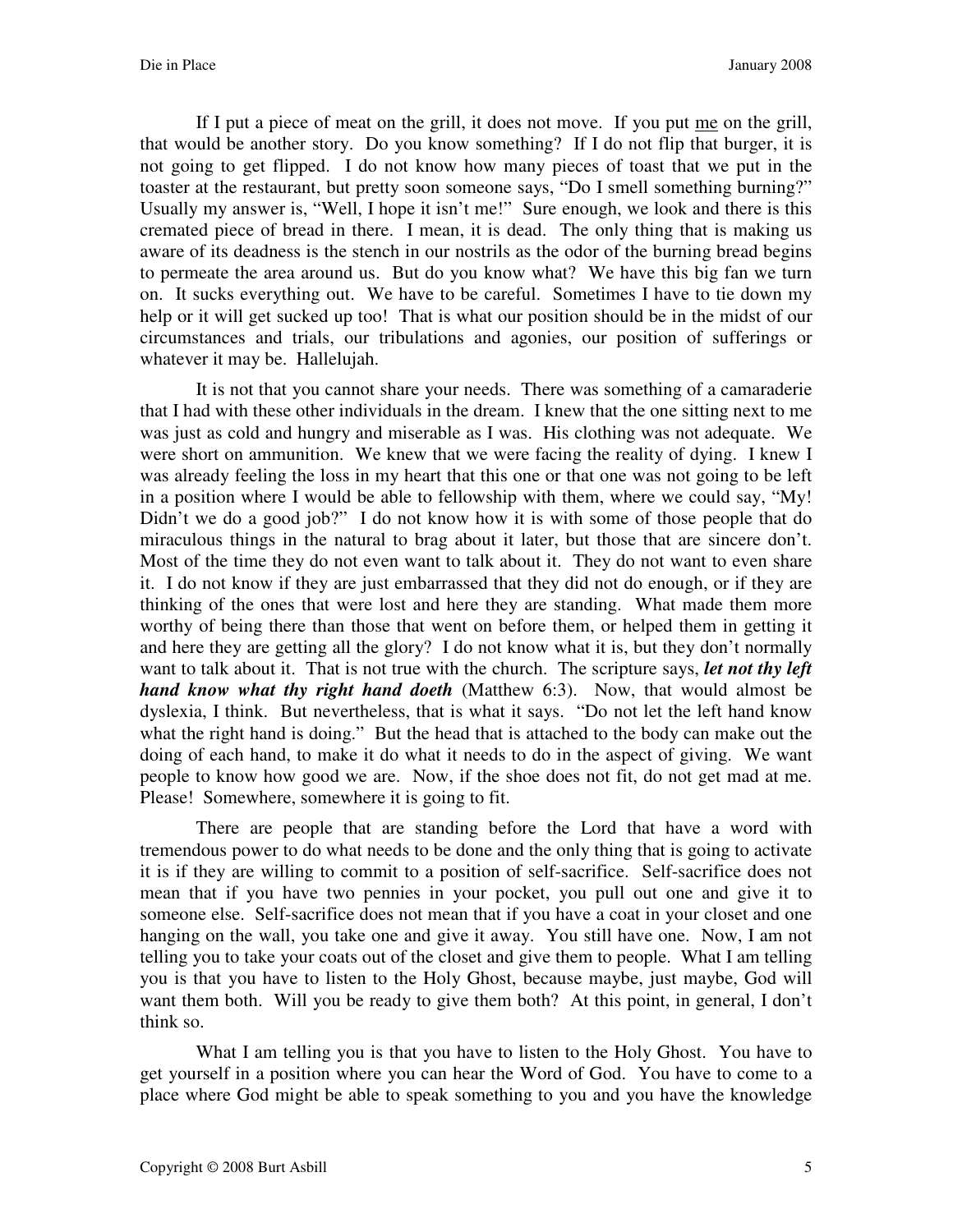If I put a piece of meat on the grill, it does not move. If you put <u>me</u> on the grill, that would be another story. Do you know something? If I do not flip that burger, it is not going to get flipped. I do not know how many pieces of toast that we put in the toaster at the restaurant, but pretty soon someone says, "Do I smell something burning?" Usually my answer is, "Well, I hope it isn't me!" Sure enough, we look and there is this cremated piece of bread in there. I mean, it is dead. The only thing that is making us aware of its deadness is the stench in our nostrils as the odor of the burning bread begins to permeate the area around us. But do you know what? We have this big fan we turn on. It sucks everything out. We have to be careful. Sometimes I have to tie down my help or it will get sucked up too! That is what our position should be in the midst of our circumstances and trials, our tribulations and agonies, our position of sufferings or whatever it may be. Hallelujah.

It is not that you cannot share your needs. There was something of a camaraderie that I had with these other individuals in the dream. I knew that the one sitting next to me was just as cold and hungry and miserable as I was. His clothing was not adequate. We were short on ammunition. We knew that we were facing the reality of dying. I knew I was already feeling the loss in my heart that this one or that one was not going to be left in a position where I would be able to fellowship with them, where we could say, "My! Didn't we do a good job?" I do not know how it is with some of those people that do miraculous things in the natural to brag about it later, but those that are sincere don't. Most of the time they do not even want to talk about it. They do not want to even share it. I do not know if they are just embarrassed that they did not do enough, or if they are thinking of the ones that were lost and here they are standing. What made them more worthy of being there than those that went on before them, or helped them in getting it and here they are getting all the glory? I do not know what it is, but they don't normally want to talk about it. That is not true with the church. The scripture says, ***let not thy left hand know what thy right hand doeth*** (Matthew 6:3). Now, that would almost be dyslexia, I think. But nevertheless, that is what it says. "Do not let the left hand know what the right hand is doing." But the head that is attached to the body can make out the doing of each hand, to make it do what it needs to do in the aspect of giving. We want people to know how good we are. Now, if the shoe does not fit, do not get mad at me. Please! Somewhere, somewhere it is going to fit.

There are people that are standing before the Lord that have a word with tremendous power to do what needs to be done and the only thing that is going to activate it is if they are willing to commit to a position of self-sacrifice. Self-sacrifice does not mean that if you have two pennies in your pocket, you pull out one and give it to someone else. Self-sacrifice does not mean that if you have a coat in your closet and one hanging on the wall, you take one and give it away. You still have one. Now, I am not telling you to take your coats out of the closet and give them to people. What I am telling you is that you have to listen to the Holy Ghost, because maybe, just maybe, God will want them both. Will you be ready to give them both? At this point, in general, I don't think so.

What I am telling you is that you have to listen to the Holy Ghost. You have to get yourself in a position where you can hear the Word of God. You have to come to a place where God might be able to speak something to you and you have the knowledge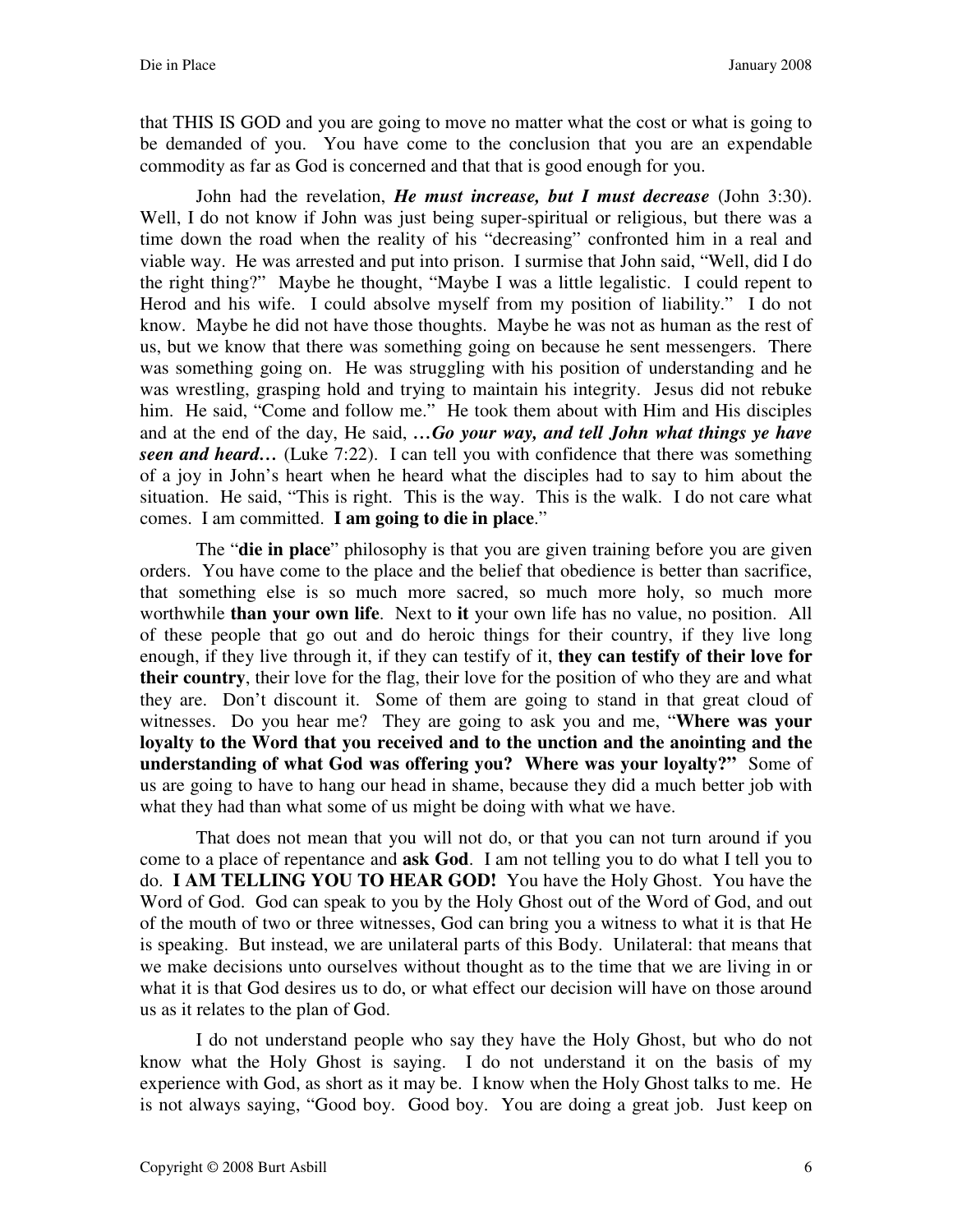that THIS IS GOD and you are going to move no matter what the cost or what is going to be demanded of you. You have come to the conclusion that you are an expendable commodity as far as God is concerned and that that is good enough for you.

John had the revelation, ***He must increase, but I must decrease*** (John 3:30). Well, I do not know if John was just being super-spiritual or religious, but there was a time down the road when the reality of his "decreasing" confronted him in a real and viable way. He was arrested and put into prison. I surmise that John said, "Well, did I do the right thing?" Maybe he thought, "Maybe I was a little legalistic. I could repent to Herod and his wife. I could absolve myself from my position of liability." I do not know. Maybe he did not have those thoughts. Maybe he was not as human as the rest of us, but we know that there was something going on because he sent messengers. There was something going on. He was struggling with his position of understanding and he was wrestling, grasping hold and trying to maintain his integrity. Jesus did not rebuke him. He said, "Come and follow me." He took them about with Him and His disciples and at the end of the day, He said, ***…Go your way, and tell John what things ye have seen and heard…*** (Luke 7:22). I can tell you with confidence that there was something of a joy in John's heart when he heard what the disciples had to say to him about the situation. He said, "This is right. This is the way. This is the walk. I do not care what comes. I am committed. **I am going to die in place**."

The "**die in place**" philosophy is that you are given training before you are given orders. You have come to the place and the belief that obedience is better than sacrifice, that something else is so much more sacred, so much more holy, so much more worthwhile **than your own life**. Next to **it** your own life has no value, no position. All of these people that go out and do heroic things for their country, if they live long enough, if they live through it, if they can testify of it, **they can testify of their love for their country**, their love for the flag, their love for the position of who they are and what they are. Don't discount it. Some of them are going to stand in that great cloud of witnesses. Do you hear me? They are going to ask you and me, "**Where was your loyalty to the Word that you received and to the unction and the anointing and the understanding of what God was offering you? Where was your loyalty?"** Some of us are going to have to hang our head in shame, because they did a much better job with what they had than what some of us might be doing with what we have.

That does not mean that you will not do, or that you can not turn around if you come to a place of repentance and **ask God**. I am not telling you to do what I tell you to do. **I AM TELLING YOU TO HEAR GOD!** You have the Holy Ghost. You have the Word of God. God can speak to you by the Holy Ghost out of the Word of God, and out of the mouth of two or three witnesses, God can bring you a witness to what it is that He is speaking. But instead, we are unilateral parts of this Body. Unilateral: that means that we make decisions unto ourselves without thought as to the time that we are living in or what it is that God desires us to do, or what effect our decision will have on those around us as it relates to the plan of God.

I do not understand people who say they have the Holy Ghost, but who do not know what the Holy Ghost is saying. I do not understand it on the basis of my experience with God, as short as it may be. I know when the Holy Ghost talks to me. He is not always saying, "Good boy. Good boy. You are doing a great job. Just keep on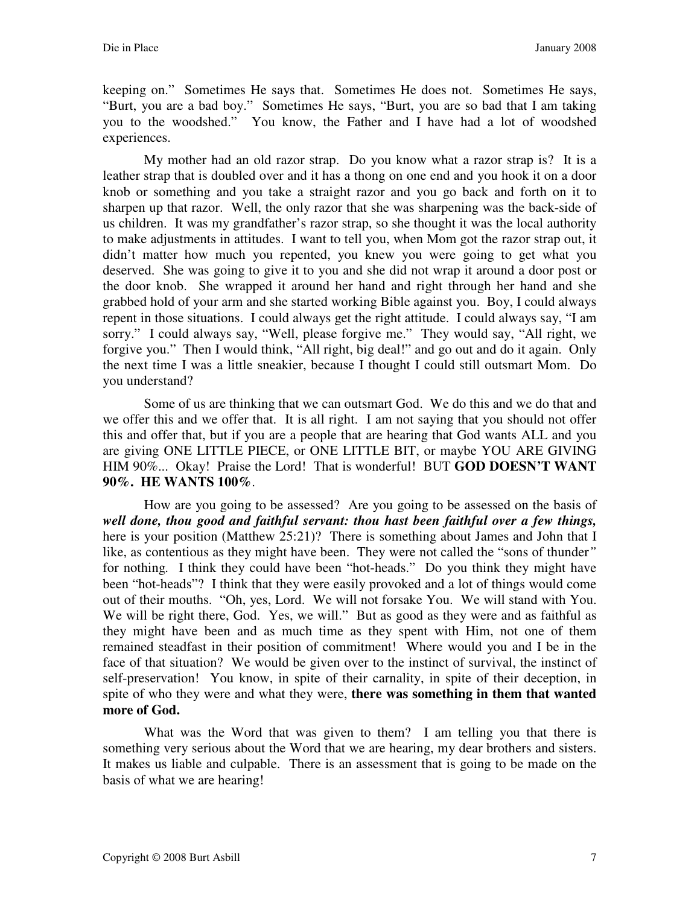keeping on." Sometimes He says that. Sometimes He does not. Sometimes He says, "Burt, you are a bad boy." Sometimes He says, "Burt, you are so bad that I am taking you to the woodshed." You know, the Father and I have had a lot of woodshed experiences.

My mother had an old razor strap. Do you know what a razor strap is? It is a leather strap that is doubled over and it has a thong on one end and you hook it on a door knob or something and you take a straight razor and you go back and forth on it to sharpen up that razor. Well, the only razor that she was sharpening was the back-side of us children. It was my grandfather's razor strap, so she thought it was the local authority to make adjustments in attitudes. I want to tell you, when Mom got the razor strap out, it didn't matter how much you repented, you knew you were going to get what you deserved. She was going to give it to you and she did not wrap it around a door post or the door knob. She wrapped it around her hand and right through her hand and she grabbed hold of your arm and she started working Bible against you. Boy, I could always repent in those situations. I could always get the right attitude. I could always say, "I am sorry." I could always say, "Well, please forgive me." They would say, "All right, we forgive you." Then I would think, "All right, big deal!" and go out and do it again. Only the next time I was a little sneakier, because I thought I could still outsmart Mom. Do you understand?

Some of us are thinking that we can outsmart God. We do this and we do that and we offer this and we offer that. It is all right. I am not saying that you should not offer this and offer that, but if you are a people that are hearing that God wants ALL and you are giving ONE LITTLE PIECE, or ONE LITTLE BIT, or maybe YOU ARE GIVING HIM 90%... Okay! Praise the Lord! That is wonderful! BUT **GOD DOESN'T WANT 90%. HE WANTS 100%**.

How are you going to be assessed? Are you going to be assessed on the basis of ***well done, thou good and faithful servant: thou hast been faithful over a few things,*** here is your position (Matthew 25:21)? There is something about James and John that I like, as contentious as they might have been. They were not called the "sons of thunder" for nothing. I think they could have been "hot-heads." Do you think they might have been "hot-heads"? I think that they were easily provoked and a lot of things would come out of their mouths. "Oh, yes, Lord. We will not forsake You. We will stand with You. We will be right there, God. Yes, we will." But as good as they were and as faithful as they might have been and as much time as they spent with Him, not one of them remained steadfast in their position of commitment! Where would you and I be in the face of that situation? We would be given over to the instinct of survival, the instinct of self-preservation! You know, in spite of their carnality, in spite of their deception, in spite of who they were and what they were, **there was something in them that wanted more of God.**

What was the Word that was given to them? I am telling you that there is something very serious about the Word that we are hearing, my dear brothers and sisters. It makes us liable and culpable. There is an assessment that is going to be made on the basis of what we are hearing!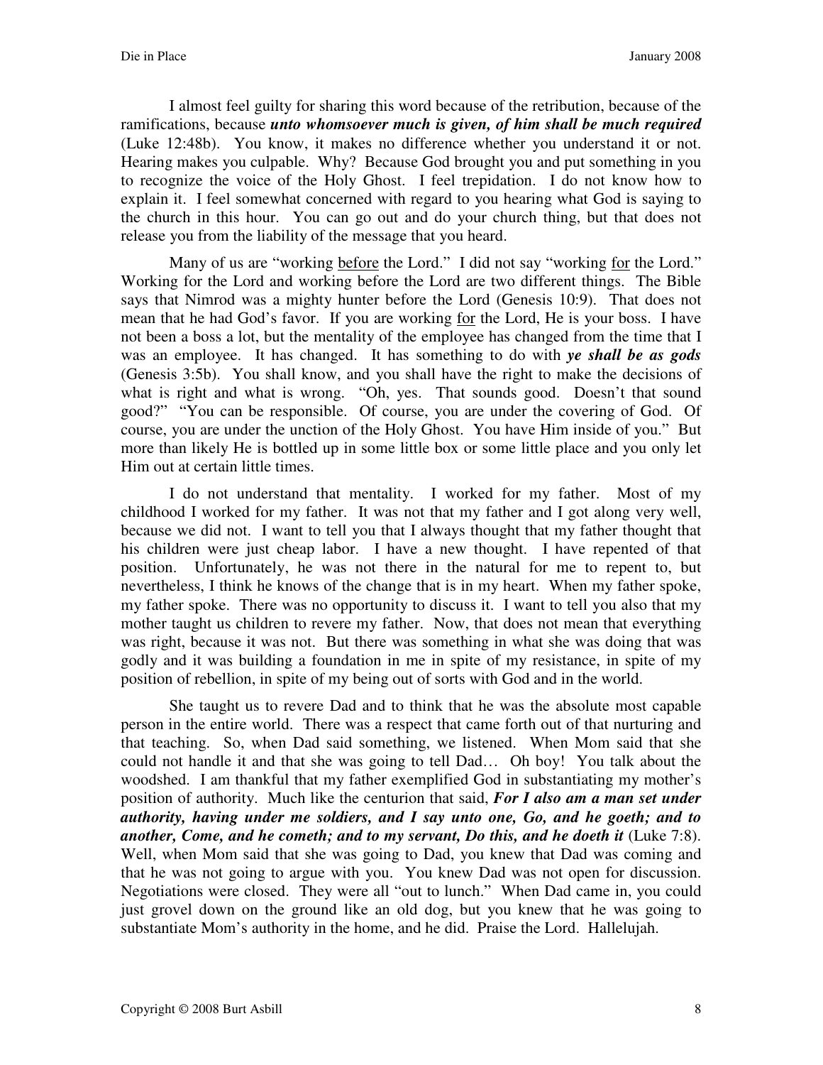I almost feel guilty for sharing this word because of the retribution, because of the ramifications, because ***unto whomsoever much is given, of him shall be much required*** (Luke 12:48b). You know, it makes no difference whether you understand it or not. Hearing makes you culpable. Why? Because God brought you and put something in you to recognize the voice of the Holy Ghost. I feel trepidation. I do not know how to explain it. I feel somewhat concerned with regard to you hearing what God is saying to the church in this hour. You can go out and do your church thing, but that does not release you from the liability of the message that you heard.

Many of us are "working <u>before</u> the Lord." I did not say "working <u>for</u> the Lord." Working for the Lord and working before the Lord are two different things. The Bible says that Nimrod was a mighty hunter before the Lord (Genesis 10:9). That does not mean that he had God's favor. If you are working <u>for</u> the Lord, He is your boss. I have not been a boss a lot, but the mentality of the employee has changed from the time that I was an employee. It has changed. It has something to do with ***ye shall be as gods*** (Genesis 3:5b). You shall know, and you shall have the right to make the decisions of what is right and what is wrong. "Oh, yes. That sounds good. Doesn't that sound good?" "You can be responsible. Of course, you are under the covering of God. Of course, you are under the unction of the Holy Ghost. You have Him inside of you." But more than likely He is bottled up in some little box or some little place and you only let Him out at certain little times.

I do not understand that mentality. I worked for my father. Most of my childhood I worked for my father. It was not that my father and I got along very well, because we did not. I want to tell you that I always thought that my father thought that his children were just cheap labor. I have a new thought. I have repented of that position. Unfortunately, he was not there in the natural for me to repent to, but nevertheless, I think he knows of the change that is in my heart. When my father spoke, my father spoke. There was no opportunity to discuss it. I want to tell you also that my mother taught us children to revere my father. Now, that does not mean that everything was right, because it was not. But there was something in what she was doing that was godly and it was building a foundation in me in spite of my resistance, in spite of my position of rebellion, in spite of my being out of sorts with God and in the world.

She taught us to revere Dad and to think that he was the absolute most capable person in the entire world. There was a respect that came forth out of that nurturing and that teaching. So, when Dad said something, we listened. When Mom said that she could not handle it and that she was going to tell Dad… Oh boy! You talk about the woodshed. I am thankful that my father exemplified God in substantiating my mother's position of authority. Much like the centurion that said, ***For I also am a man set under authority, having under me soldiers, and I say unto one, Go, and he goeth; and to another, Come, and he cometh; and to my servant, Do this, and he doeth it*** (Luke 7:8). Well, when Mom said that she was going to Dad, you knew that Dad was coming and that he was not going to argue with you. You knew Dad was not open for discussion. Negotiations were closed. They were all "out to lunch." When Dad came in, you could just grovel down on the ground like an old dog, but you knew that he was going to substantiate Mom's authority in the home, and he did. Praise the Lord. Hallelujah.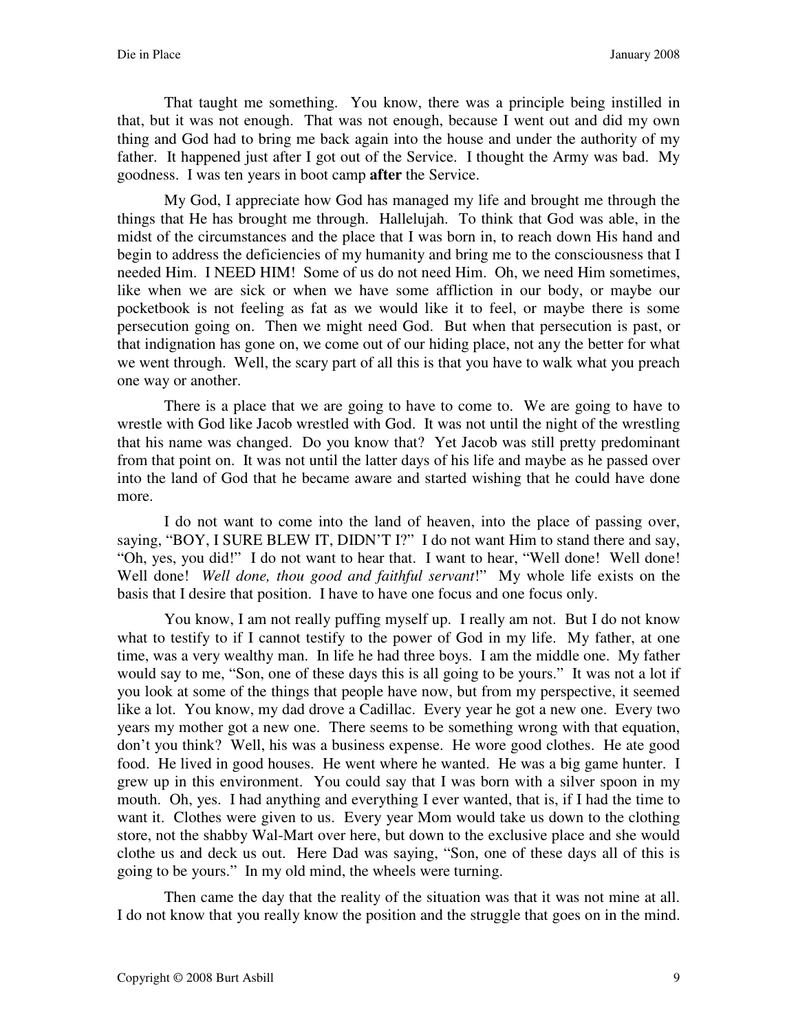That taught me something. You know, there was a principle being instilled in that, but it was not enough. That was not enough, because I went out and did my own thing and God had to bring me back again into the house and under the authority of my father. It happened just after I got out of the Service. I thought the Army was bad. My goodness. I was ten years in boot camp **after** the Service.

My God, I appreciate how God has managed my life and brought me through the things that He has brought me through. Hallelujah. To think that God was able, in the midst of the circumstances and the place that I was born in, to reach down His hand and begin to address the deficiencies of my humanity and bring me to the consciousness that I needed Him. I NEED HIM! Some of us do not need Him. Oh, we need Him sometimes, like when we are sick or when we have some affliction in our body, or maybe our pocketbook is not feeling as fat as we would like it to feel, or maybe there is some persecution going on. Then we might need God. But when that persecution is past, or that indignation has gone on, we come out of our hiding place, not any the better for what we went through. Well, the scary part of all this is that you have to walk what you preach one way or another.

There is a place that we are going to have to come to. We are going to have to wrestle with God like Jacob wrestled with God. It was not until the night of the wrestling that his name was changed. Do you know that? Yet Jacob was still pretty predominant from that point on. It was not until the latter days of his life and maybe as he passed over into the land of God that he became aware and started wishing that he could have done more.

I do not want to come into the land of heaven, into the place of passing over, saying, "BOY, I SURE BLEW IT, DIDN'T I?" I do not want Him to stand there and say, "Oh, yes, you did!" I do not want to hear that. I want to hear, "Well done! Well done! Well done! *Well done, thou good and faithful servant*!" My whole life exists on the basis that I desire that position. I have to have one focus and one focus only.

You know, I am not really puffing myself up. I really am not. But I do not know what to testify to if I cannot testify to the power of God in my life. My father, at one time, was a very wealthy man. In life he had three boys. I am the middle one. My father would say to me, "Son, one of these days this is all going to be yours." It was not a lot if you look at some of the things that people have now, but from my perspective, it seemed like a lot. You know, my dad drove a Cadillac. Every year he got a new one. Every two years my mother got a new one. There seems to be something wrong with that equation, don't you think? Well, his was a business expense. He wore good clothes. He ate good food. He lived in good houses. He went where he wanted. He was a big game hunter. I grew up in this environment. You could say that I was born with a silver spoon in my mouth. Oh, yes. I had anything and everything I ever wanted, that is, if I had the time to want it. Clothes were given to us. Every year Mom would take us down to the clothing store, not the shabby Wal-Mart over here, but down to the exclusive place and she would clothe us and deck us out. Here Dad was saying, "Son, one of these days all of this is going to be yours." In my old mind, the wheels were turning.

Then came the day that the reality of the situation was that it was not mine at all. I do not know that you really know the position and the struggle that goes on in the mind.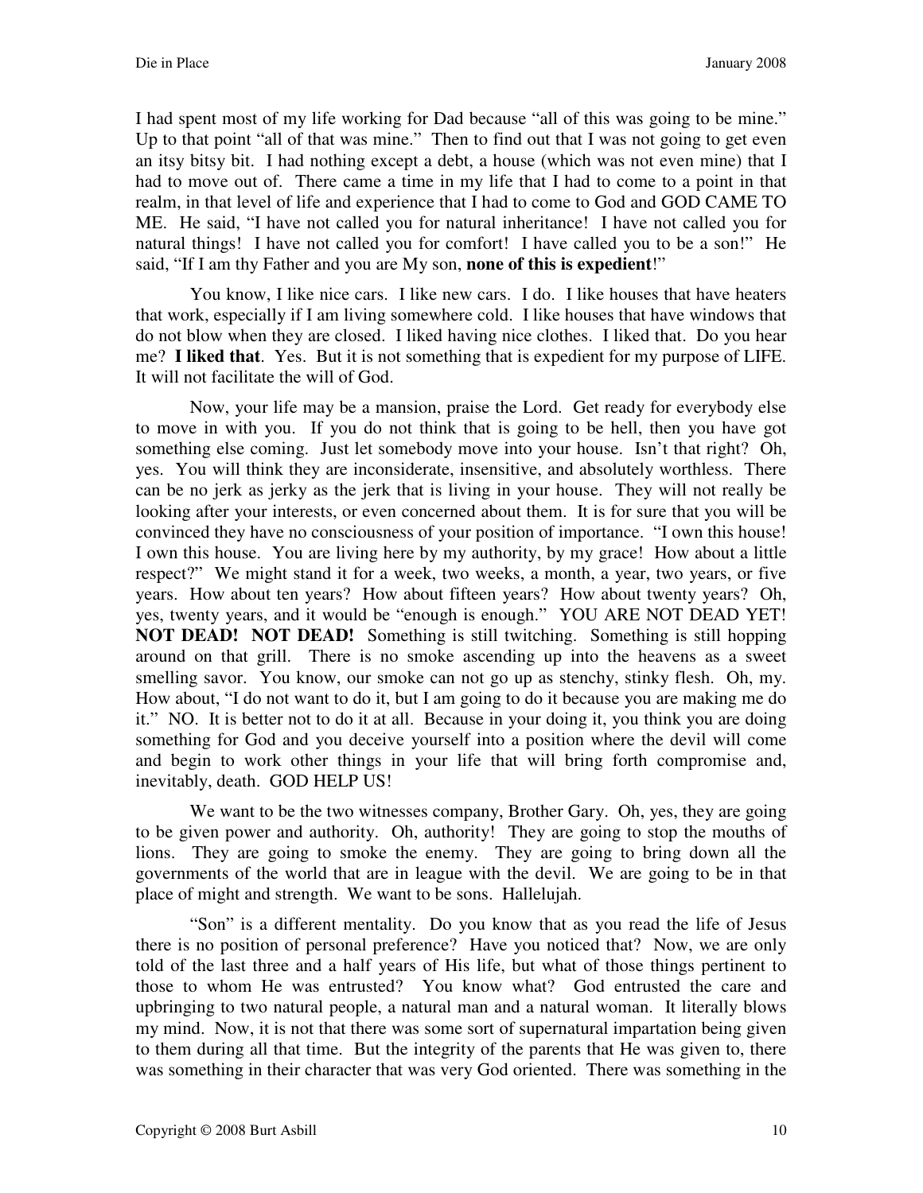I had spent most of my life working for Dad because "all of this was going to be mine." Up to that point "all of that was mine." Then to find out that I was not going to get even an itsy bitsy bit. I had nothing except a debt, a house (which was not even mine) that I had to move out of. There came a time in my life that I had to come to a point in that realm, in that level of life and experience that I had to come to God and GOD CAME TO ME. He said, "I have not called you for natural inheritance! I have not called you for natural things! I have not called you for comfort! I have called you to be a son!" He said, "If I am thy Father and you are My son, **none of this is expedient**!"

You know, I like nice cars. I like new cars. I do. I like houses that have heaters that work, especially if I am living somewhere cold. I like houses that have windows that do not blow when they are closed. I liked having nice clothes. I liked that. Do you hear me? **I liked that**. Yes. But it is not something that is expedient for my purpose of LIFE. It will not facilitate the will of God.

Now, your life may be a mansion, praise the Lord. Get ready for everybody else to move in with you. If you do not think that is going to be hell, then you have got something else coming. Just let somebody move into your house. Isn't that right? Oh, yes. You will think they are inconsiderate, insensitive, and absolutely worthless. There can be no jerk as jerky as the jerk that is living in your house. They will not really be looking after your interests, or even concerned about them. It is for sure that you will be convinced they have no consciousness of your position of importance. "I own this house! I own this house. You are living here by my authority, by my grace! How about a little respect?" We might stand it for a week, two weeks, a month, a year, two years, or five years. How about ten years? How about fifteen years? How about twenty years? Oh, yes, twenty years, and it would be "enough is enough." YOU ARE NOT DEAD YET! **NOT DEAD! NOT DEAD!** Something is still twitching. Something is still hopping around on that grill. There is no smoke ascending up into the heavens as a sweet smelling savor. You know, our smoke can not go up as stenchy, stinky flesh. Oh, my. How about, "I do not want to do it, but I am going to do it because you are making me do it." NO. It is better not to do it at all. Because in your doing it, you think you are doing something for God and you deceive yourself into a position where the devil will come and begin to work other things in your life that will bring forth compromise and, inevitably, death. GOD HELP US!

We want to be the two witnesses company, Brother Gary. Oh, yes, they are going to be given power and authority. Oh, authority! They are going to stop the mouths of lions. They are going to smoke the enemy. They are going to bring down all the governments of the world that are in league with the devil. We are going to be in that place of might and strength. We want to be sons. Hallelujah.

"Son" is a different mentality. Do you know that as you read the life of Jesus there is no position of personal preference? Have you noticed that? Now, we are only told of the last three and a half years of His life, but what of those things pertinent to those to whom He was entrusted? You know what? God entrusted the care and upbringing to two natural people, a natural man and a natural woman. It literally blows my mind. Now, it is not that there was some sort of supernatural impartation being given to them during all that time. But the integrity of the parents that He was given to, there was something in their character that was very God oriented. There was something in the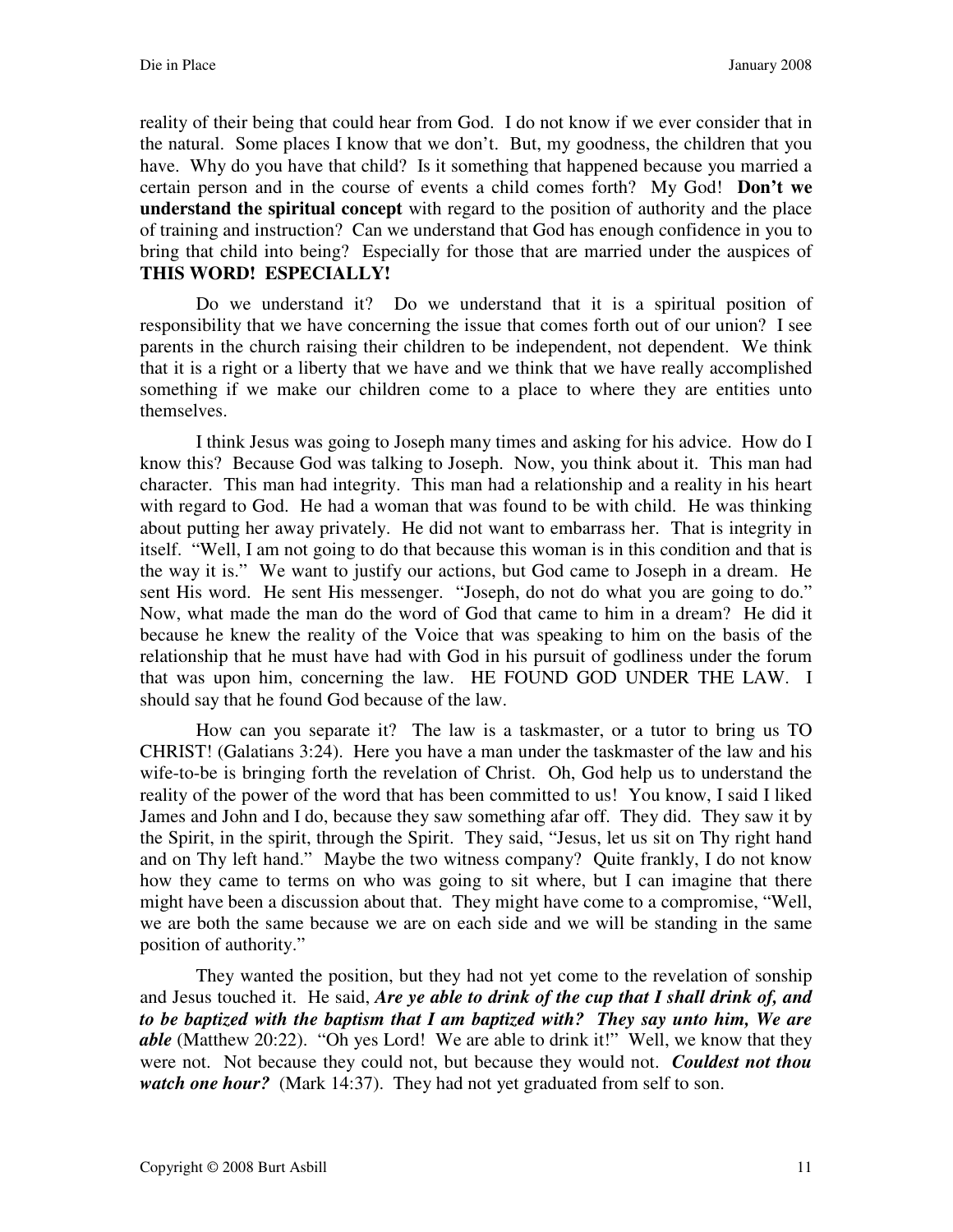reality of their being that could hear from God. I do not know if we ever consider that in the natural. Some places I know that we don't. But, my goodness, the children that you have. Why do you have that child? Is it something that happened because you married a certain person and in the course of events a child comes forth? My God! **Don't we understand the spiritual concept** with regard to the position of authority and the place of training and instruction? Can we understand that God has enough confidence in you to bring that child into being? Especially for those that are married under the auspices of **THIS WORD! ESPECIALLY!**

Do we understand it? Do we understand that it is a spiritual position of responsibility that we have concerning the issue that comes forth out of our union? I see parents in the church raising their children to be independent, not dependent. We think that it is a right or a liberty that we have and we think that we have really accomplished something if we make our children come to a place to where they are entities unto themselves.

I think Jesus was going to Joseph many times and asking for his advice. How do I know this? Because God was talking to Joseph. Now, you think about it. This man had character. This man had integrity. This man had a relationship and a reality in his heart with regard to God. He had a woman that was found to be with child. He was thinking about putting her away privately. He did not want to embarrass her. That is integrity in itself. "Well, I am not going to do that because this woman is in this condition and that is the way it is." We want to justify our actions, but God came to Joseph in a dream. He sent His word. He sent His messenger. "Joseph, do not do what you are going to do." Now, what made the man do the word of God that came to him in a dream? He did it because he knew the reality of the Voice that was speaking to him on the basis of the relationship that he must have had with God in his pursuit of godliness under the forum that was upon him, concerning the law. HE FOUND GOD UNDER THE LAW. I should say that he found God because of the law.

How can you separate it? The law is a taskmaster, or a tutor to bring us TO CHRIST! (Galatians 3:24). Here you have a man under the taskmaster of the law and his wife-to-be is bringing forth the revelation of Christ. Oh, God help us to understand the reality of the power of the word that has been committed to us! You know, I said I liked James and John and I do, because they saw something afar off. They did. They saw it by the Spirit, in the spirit, through the Spirit. They said, "Jesus, let us sit on Thy right hand and on Thy left hand." Maybe the two witness company? Quite frankly, I do not know how they came to terms on who was going to sit where, but I can imagine that there might have been a discussion about that. They might have come to a compromise, "Well, we are both the same because we are on each side and we will be standing in the same position of authority."

They wanted the position, but they had not yet come to the revelation of sonship and Jesus touched it. He said, ***Are ye able to drink of the cup that I shall drink of, and to be baptized with the baptism that I am baptized with? They say unto him, We are able*** (Matthew 20:22). "Oh yes Lord! We are able to drink it!" Well, we know that they were not. Not because they could not, but because they would not. ***Couldest not thou watch one hour?*** (Mark 14:37). They had not yet graduated from self to son.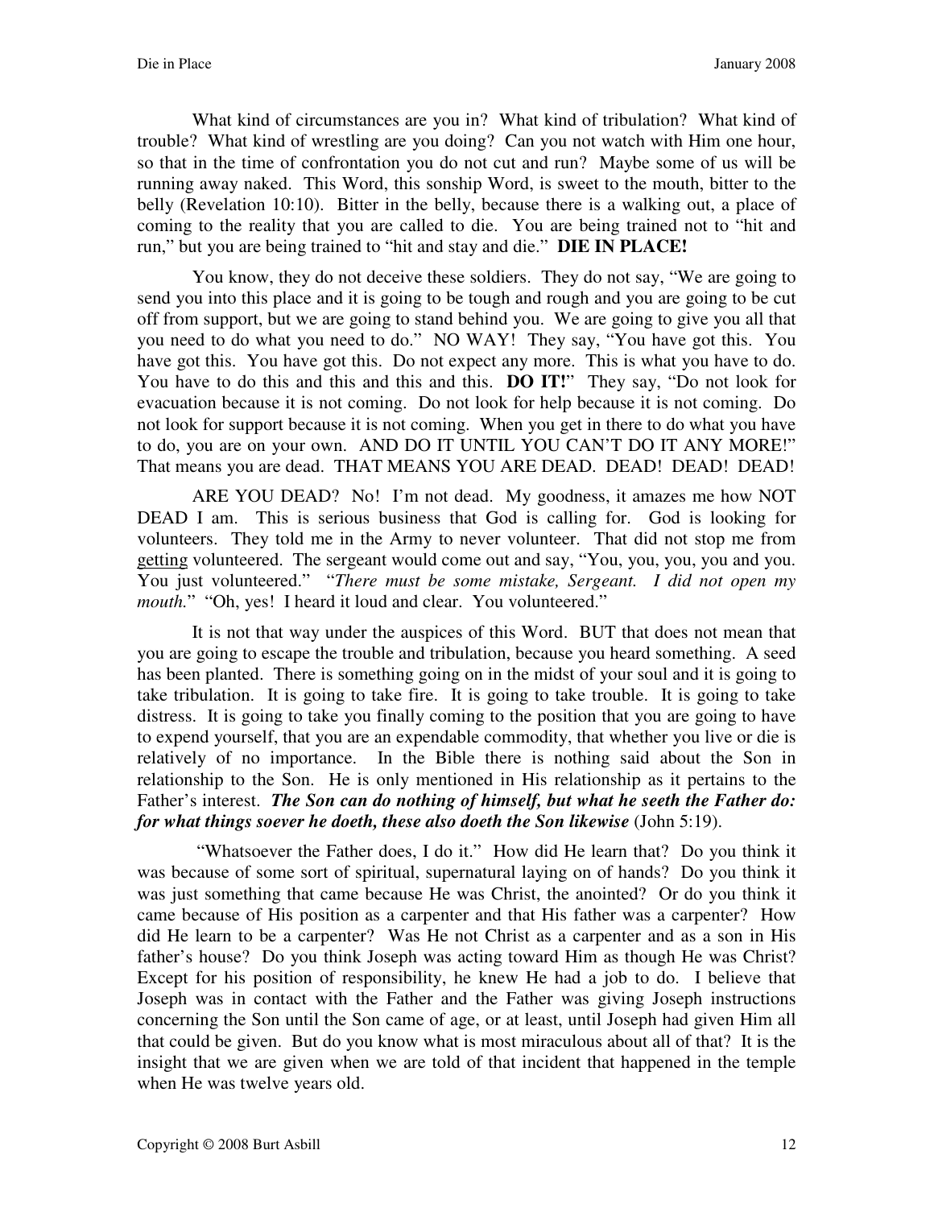What kind of circumstances are you in? What kind of tribulation? What kind of trouble? What kind of wrestling are you doing? Can you not watch with Him one hour, so that in the time of confrontation you do not cut and run? Maybe some of us will be running away naked. This Word, this sonship Word, is sweet to the mouth, bitter to the belly (Revelation 10:10). Bitter in the belly, because there is a walking out, a place of coming to the reality that you are called to die. You are being trained not to "hit and run," but you are being trained to "hit and stay and die." **DIE IN PLACE!**

You know, they do not deceive these soldiers. They do not say, "We are going to send you into this place and it is going to be tough and rough and you are going to be cut off from support, but we are going to stand behind you. We are going to give you all that you need to do what you need to do." NO WAY! They say, "You have got this. You have got this. You have got this. Do not expect any more. This is what you have to do. You have to do this and this and this and this. **DO IT!**" They say, "Do not look for evacuation because it is not coming. Do not look for help because it is not coming. Do not look for support because it is not coming. When you get in there to do what you have to do, you are on your own. AND DO IT UNTIL YOU CAN'T DO IT ANY MORE!" That means you are dead. THAT MEANS YOU ARE DEAD. DEAD! DEAD! DEAD!

ARE YOU DEAD? No! I'm not dead. My goodness, it amazes me how NOT DEAD I am. This is serious business that God is calling for. God is looking for volunteers. They told me in the Army to never volunteer. That did not stop me from <u>getting</u> volunteered. The sergeant would come out and say, "You, you, you, you and you. You just volunteered." "*There must be some mistake, Sergeant. I did not open my mouth.*" "Oh, yes! I heard it loud and clear. You volunteered."

It is not that way under the auspices of this Word. BUT that does not mean that you are going to escape the trouble and tribulation, because you heard something. A seed has been planted. There is something going on in the midst of your soul and it is going to take tribulation. It is going to take fire. It is going to take trouble. It is going to take distress. It is going to take you finally coming to the position that you are going to have to expend yourself, that you are an expendable commodity, that whether you live or die is relatively of no importance. In the Bible there is nothing said about the Son in relationship to the Son. He is only mentioned in His relationship as it pertains to the Father's interest. ***The Son can do nothing of himself, but what he seeth the Father do: for what things soever he doeth, these also doeth the Son likewise*** (John 5:19).

"Whatsoever the Father does, I do it." How did He learn that? Do you think it was because of some sort of spiritual, supernatural laying on of hands? Do you think it was just something that came because He was Christ, the anointed? Or do you think it came because of His position as a carpenter and that His father was a carpenter? How did He learn to be a carpenter? Was He not Christ as a carpenter and as a son in His father's house? Do you think Joseph was acting toward Him as though He was Christ? Except for his position of responsibility, he knew He had a job to do. I believe that Joseph was in contact with the Father and the Father was giving Joseph instructions concerning the Son until the Son came of age, or at least, until Joseph had given Him all that could be given. But do you know what is most miraculous about all of that? It is the insight that we are given when we are told of that incident that happened in the temple when He was twelve years old.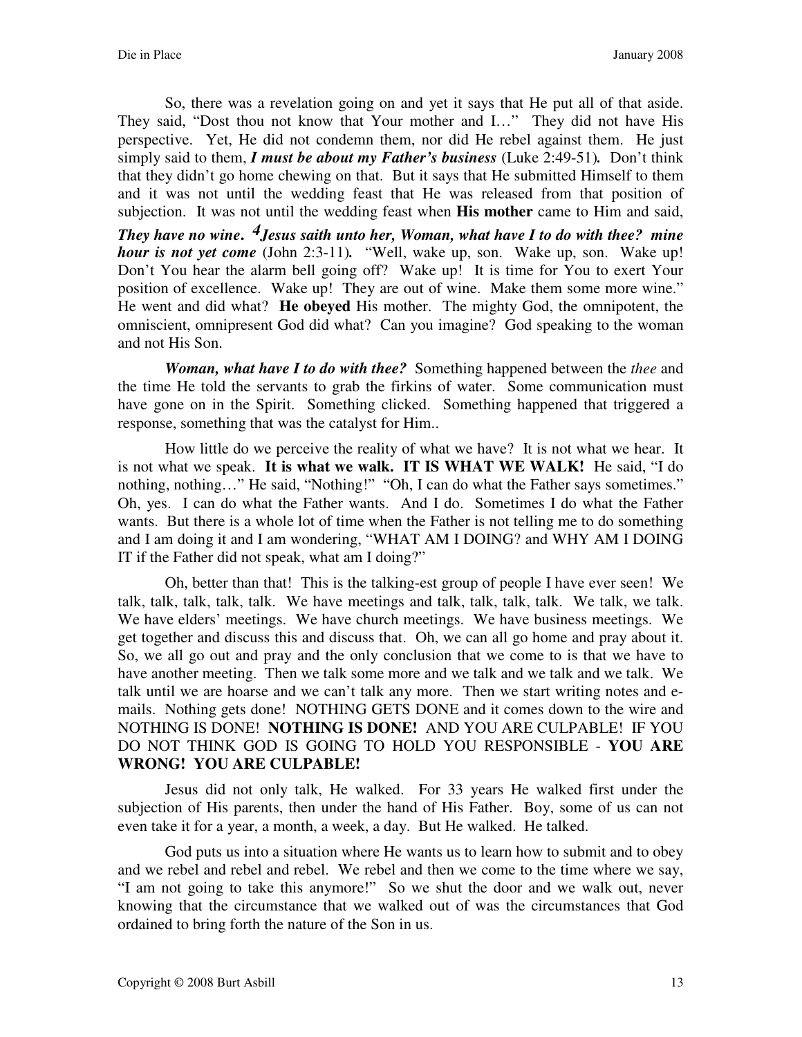So, there was a revelation going on and yet it says that He put all of that aside. They said, "Dost thou not know that Your mother and I…" They did not have His perspective. Yet, He did not condemn them, nor did He rebel against them. He just simply said to them, ***I must be about my Father's business*** (Luke 2:49-51)**.** Don't think that they didn't go home chewing on that. But it says that He submitted Himself to them and it was not until the wedding feast that He was released from that position of subjection. It was not until the wedding feast when **His mother** came to Him and said, ***They have no wine*. *4Jesus saith unto her, Woman, what have I to do with thee? mine hour is not yet come*** (John 2:3-11)**.** "Well, wake up, son. Wake up, son. Wake up! Don't You hear the alarm bell going off? Wake up! It is time for You to exert Your position of excellence. Wake up! They are out of wine. Make them some more wine." He went and did what? **He obeyed** His mother. The mighty God, the omnipotent, the omniscient, omnipresent God did what? Can you imagine? God speaking to the woman and not His Son.

***Woman, what have I to do with thee?*** Something happened between the *thee* and the time He told the servants to grab the firkins of water. Some communication must have gone on in the Spirit. Something clicked. Something happened that triggered a response, something that was the catalyst for Him..

How little do we perceive the reality of what we have? It is not what we hear. It is not what we speak. **It is what we walk. IT IS WHAT WE WALK!** He said, "I do nothing, nothing…" He said, "Nothing!" "Oh, I can do what the Father says sometimes." Oh, yes. I can do what the Father wants. And I do. Sometimes I do what the Father wants. But there is a whole lot of time when the Father is not telling me to do something and I am doing it and I am wondering, "WHAT AM I DOING? and WHY AM I DOING IT if the Father did not speak, what am I doing?"

Oh, better than that! This is the talking-est group of people I have ever seen! We talk, talk, talk, talk, talk. We have meetings and talk, talk, talk, talk. We talk, we talk. We have elders' meetings. We have church meetings. We have business meetings. We get together and discuss this and discuss that. Oh, we can all go home and pray about it. So, we all go out and pray and the only conclusion that we come to is that we have to have another meeting. Then we talk some more and we talk and we talk and we talk. We talk until we are hoarse and we can't talk any more. Then we start writing notes and e-mails. Nothing gets done! NOTHING GETS DONE and it comes down to the wire and NOTHING IS DONE! **NOTHING IS DONE!** AND YOU ARE CULPABLE! IF YOU DO NOT THINK GOD IS GOING TO HOLD YOU RESPONSIBLE - **YOU ARE WRONG! YOU ARE CULPABLE!**

Jesus did not only talk, He walked. For 33 years He walked first under the subjection of His parents, then under the hand of His Father. Boy, some of us can not even take it for a year, a month, a week, a day. But He walked. He talked.

God puts us into a situation where He wants us to learn how to submit and to obey and we rebel and rebel and rebel. We rebel and then we come to the time where we say, "I am not going to take this anymore!" So we shut the door and we walk out, never knowing that the circumstance that we walked out of was the circumstances that God ordained to bring forth the nature of the Son in us.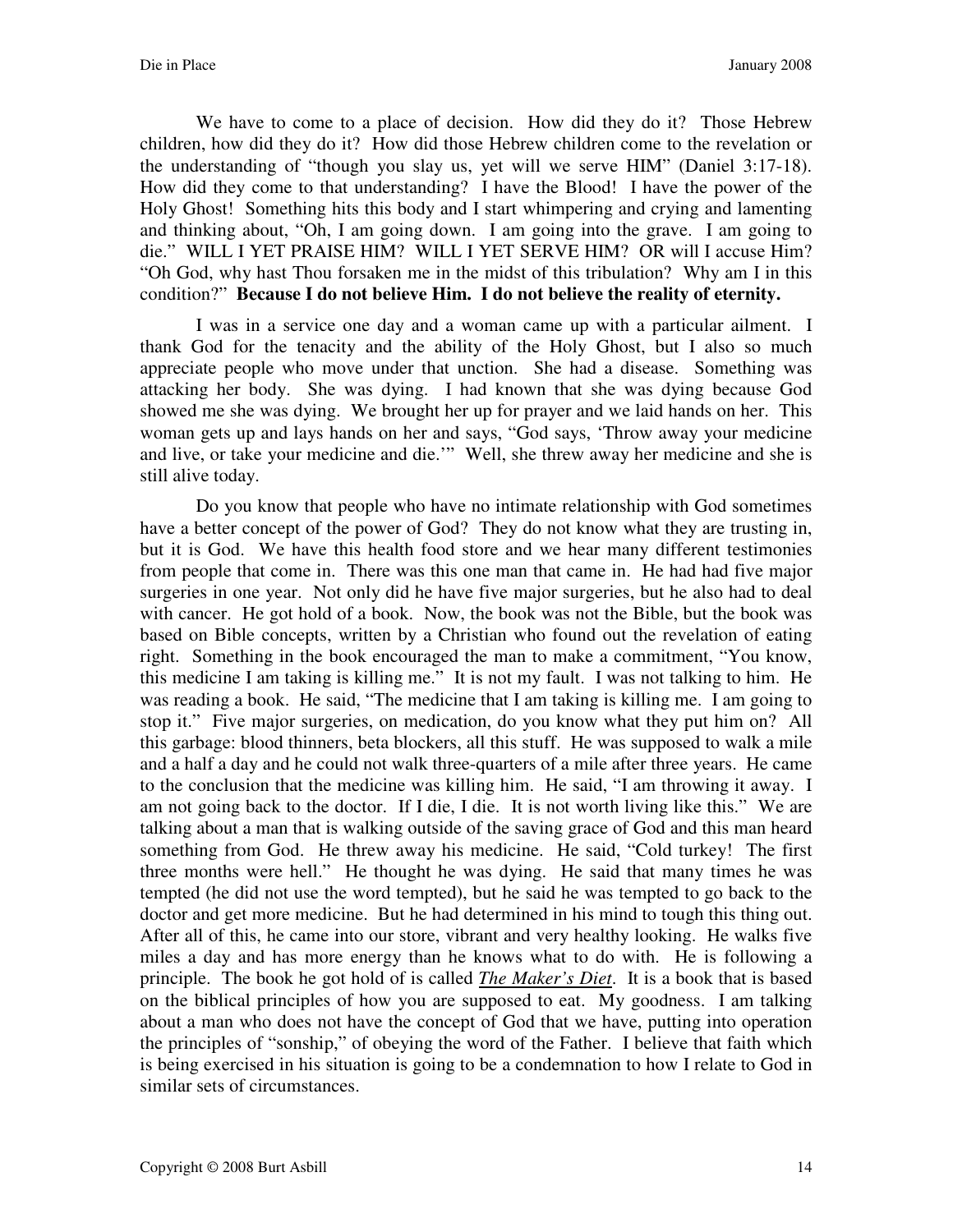We have to come to a place of decision. How did they do it? Those Hebrew children, how did they do it? How did those Hebrew children come to the revelation or the understanding of "though you slay us, yet will we serve HIM" (Daniel 3:17-18). How did they come to that understanding? I have the Blood! I have the power of the Holy Ghost! Something hits this body and I start whimpering and crying and lamenting and thinking about, "Oh, I am going down. I am going into the grave. I am going to die." WILL I YET PRAISE HIM? WILL I YET SERVE HIM? OR will I accuse Him? "Oh God, why hast Thou forsaken me in the midst of this tribulation? Why am I in this condition?" **Because I do not believe Him. I do not believe the reality of eternity.**

I was in a service one day and a woman came up with a particular ailment. I thank God for the tenacity and the ability of the Holy Ghost, but I also so much appreciate people who move under that unction. She had a disease. Something was attacking her body. She was dying. I had known that she was dying because God showed me she was dying. We brought her up for prayer and we laid hands on her. This woman gets up and lays hands on her and says, "God says, 'Throw away your medicine and live, or take your medicine and die.'" Well, she threw away her medicine and she is still alive today.

Do you know that people who have no intimate relationship with God sometimes have a better concept of the power of God? They do not know what they are trusting in, but it is God. We have this health food store and we hear many different testimonies from people that come in. There was this one man that came in. He had had five major surgeries in one year. Not only did he have five major surgeries, but he also had to deal with cancer. He got hold of a book. Now, the book was not the Bible, but the book was based on Bible concepts, written by a Christian who found out the revelation of eating right. Something in the book encouraged the man to make a commitment, "You know, this medicine I am taking is killing me." It is not my fault. I was not talking to him. He was reading a book. He said, "The medicine that I am taking is killing me. I am going to stop it." Five major surgeries, on medication, do you know what they put him on? All this garbage: blood thinners, beta blockers, all this stuff. He was supposed to walk a mile and a half a day and he could not walk three-quarters of a mile after three years. He came to the conclusion that the medicine was killing him. He said, "I am throwing it away. I am not going back to the doctor. If I die, I die. It is not worth living like this." We are talking about a man that is walking outside of the saving grace of God and this man heard something from God. He threw away his medicine. He said, "Cold turkey! The first three months were hell." He thought he was dying. He said that many times he was tempted (he did not use the word tempted), but he said he was tempted to go back to the doctor and get more medicine. But he had determined in his mind to tough this thing out. After all of this, he came into our store, vibrant and very healthy looking. He walks five miles a day and has more energy than he knows what to do with. He is following a principle. The book he got hold of is called ***The Maker's Diet***. It is a book that is based on the biblical principles of how you are supposed to eat. My goodness. I am talking about a man who does not have the concept of God that we have, putting into operation the principles of "sonship," of obeying the word of the Father. I believe that faith which is being exercised in his situation is going to be a condemnation to how I relate to God in similar sets of circumstances.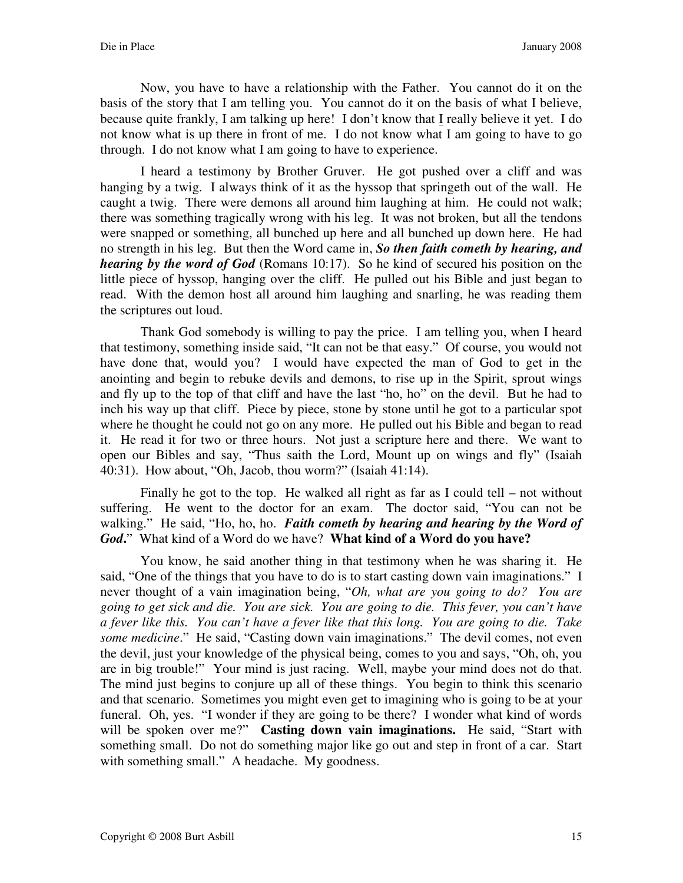Now, you have to have a relationship with the Father. You cannot do it on the basis of the story that I am telling you. You cannot do it on the basis of what I believe, because quite frankly, I am talking up here! I don't know that I really believe it yet. I do not know what is up there in front of me. I do not know what I am going to have to go through. I do not know what I am going to have to experience.

I heard a testimony by Brother Gruver. He got pushed over a cliff and was hanging by a twig. I always think of it as the hyssop that springeth out of the wall. He caught a twig. There were demons all around him laughing at him. He could not walk; there was something tragically wrong with his leg. It was not broken, but all the tendons were snapped or something, all bunched up here and all bunched up down here. He had no strength in his leg. But then the Word came in, ***So then faith cometh by hearing, and hearing by the word of God*** (Romans 10:17). So he kind of secured his position on the little piece of hyssop, hanging over the cliff. He pulled out his Bible and just began to read. With the demon host all around him laughing and snarling, he was reading them the scriptures out loud.

Thank God somebody is willing to pay the price. I am telling you, when I heard that testimony, something inside said, "It can not be that easy." Of course, you would not have done that, would you? I would have expected the man of God to get in the anointing and begin to rebuke devils and demons, to rise up in the Spirit, sprout wings and fly up to the top of that cliff and have the last "ho, ho" on the devil. But he had to inch his way up that cliff. Piece by piece, stone by stone until he got to a particular spot where he thought he could not go on any more. He pulled out his Bible and began to read it. He read it for two or three hours. Not just a scripture here and there. We want to open our Bibles and say, "Thus saith the Lord, Mount up on wings and fly" (Isaiah 40:31). How about, "Oh, Jacob, thou worm?" (Isaiah 41:14).

Finally he got to the top. He walked all right as far as I could tell – not without suffering. He went to the doctor for an exam. The doctor said, "You can not be walking." He said, "Ho, ho, ho. ***Faith cometh by hearing and hearing by the Word of God*.**" What kind of a Word do we have? **What kind of a Word do you have?**

You know, he said another thing in that testimony when he was sharing it. He said, "One of the things that you have to do is to start casting down vain imaginations." I never thought of a vain imagination being, "*Oh, what are you going to do? You are going to get sick and die. You are sick. You are going to die. This fever, you can't have a fever like this. You can't have a fever like that this long. You are going to die. Take some medicine*." He said, "Casting down vain imaginations." The devil comes, not even the devil, just your knowledge of the physical being, comes to you and says, "Oh, oh, you are in big trouble!" Your mind is just racing. Well, maybe your mind does not do that. The mind just begins to conjure up all of these things. You begin to think this scenario and that scenario. Sometimes you might even get to imagining who is going to be at your funeral. Oh, yes. "I wonder if they are going to be there? I wonder what kind of words will be spoken over me?" **Casting down vain imaginations.** He said, "Start with something small. Do not do something major like go out and step in front of a car. Start with something small." A headache. My goodness.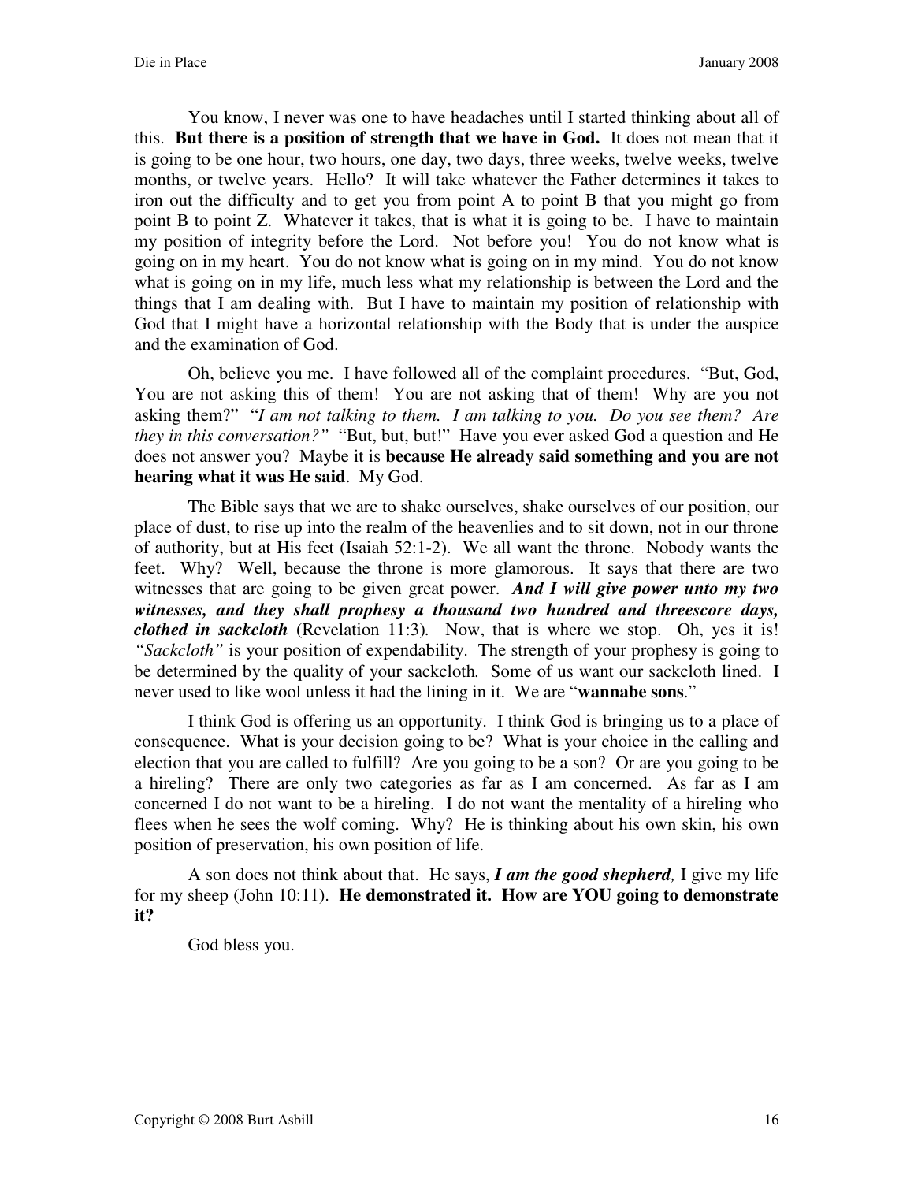You know, I never was one to have headaches until I started thinking about all of this. **But there is a position of strength that we have in God.** It does not mean that it is going to be one hour, two hours, one day, two days, three weeks, twelve weeks, twelve months, or twelve years. Hello? It will take whatever the Father determines it takes to iron out the difficulty and to get you from point A to point B that you might go from point B to point Z. Whatever it takes, that is what it is going to be. I have to maintain my position of integrity before the Lord. Not before you! You do not know what is going on in my heart. You do not know what is going on in my mind. You do not know what is going on in my life, much less what my relationship is between the Lord and the things that I am dealing with. But I have to maintain my position of relationship with God that I might have a horizontal relationship with the Body that is under the auspice and the examination of God.

Oh, believe you me. I have followed all of the complaint procedures. "But, God, You are not asking this of them! You are not asking that of them! Why are you not asking them?" "*I am not talking to them. I am talking to you. Do you see them? Are they in this conversation?*" "But, but, but!" Have you ever asked God a question and He does not answer you? Maybe it is **because He already said something and you are not hearing what it was He said**. My God.

The Bible says that we are to shake ourselves, shake ourselves of our position, our place of dust, to rise up into the realm of the heavenlies and to sit down, not in our throne of authority, but at His feet (Isaiah 52:1-2). We all want the throne. Nobody wants the feet. Why? Well, because the throne is more glamorous. It says that there are two witnesses that are going to be given great power. ***And I will give power unto my two witnesses, and they shall prophesy a thousand two hundred and threescore days, clothed in sackcloth*** (Revelation 11:3). Now, that is where we stop. Oh, yes it is! *"Sackcloth"* is your position of expendability. The strength of your prophesy is going to be determined by the quality of your sackcloth. Some of us want our sackcloth lined. I never used to like wool unless it had the lining in it. We are "**wannabe sons**."

I think God is offering us an opportunity. I think God is bringing us to a place of consequence. What is your decision going to be? What is your choice in the calling and election that you are called to fulfill? Are you going to be a son? Or are you going to be a hireling? There are only two categories as far as I am concerned. As far as I am concerned I do not want to be a hireling. I do not want the mentality of a hireling who flees when he sees the wolf coming. Why? He is thinking about his own skin, his own position of preservation, his own position of life.

A son does not think about that. He says, ***I am the good shepherd,*** I give my life for my sheep (John 10:11). **He demonstrated it. How are YOU going to demonstrate it?**

God bless you.